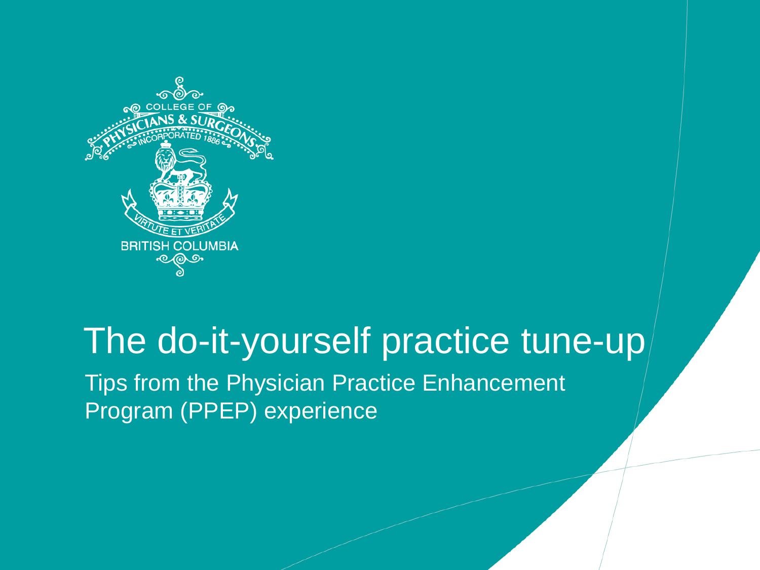COLLEGE OF PHYSICIANS & SURGEONS
INCORPORATED 1886
VIRTUTE ET VERITATE
BRITISH COLUMBIA

# The do-it-yourself practice tune-up

Tips from the Physician Practice Enhancement Program (PPEP) experience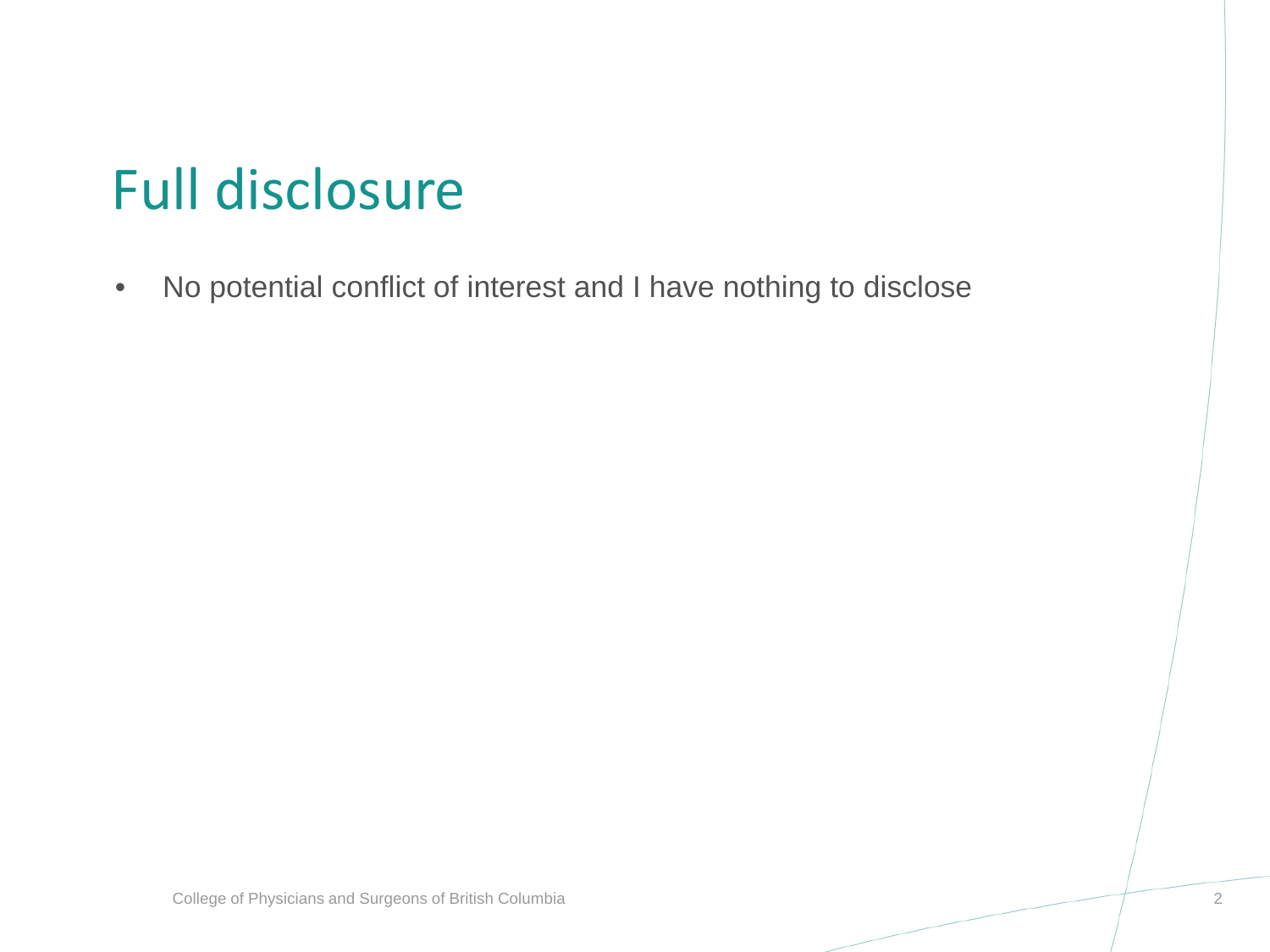# Full disclosure

- No potential conflict of interest and I have nothing to disclose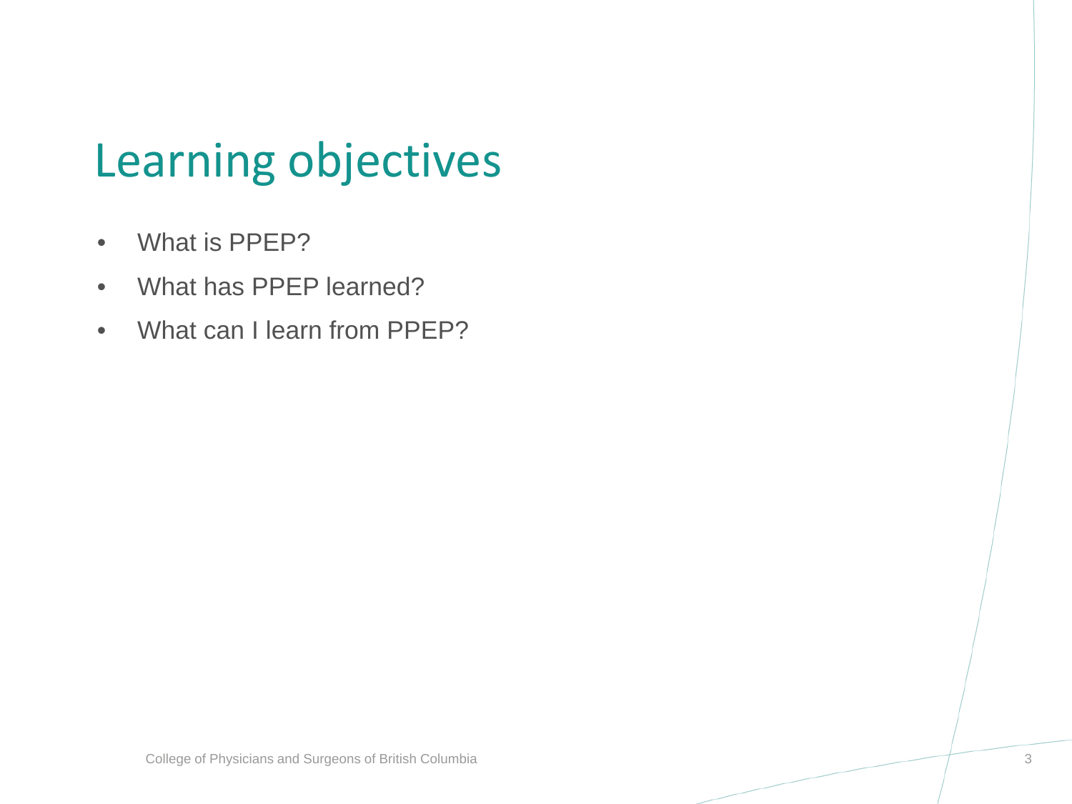# Learning objectives

- What is PPEP?
- What has PPEP learned?
- What can I learn from PPEP?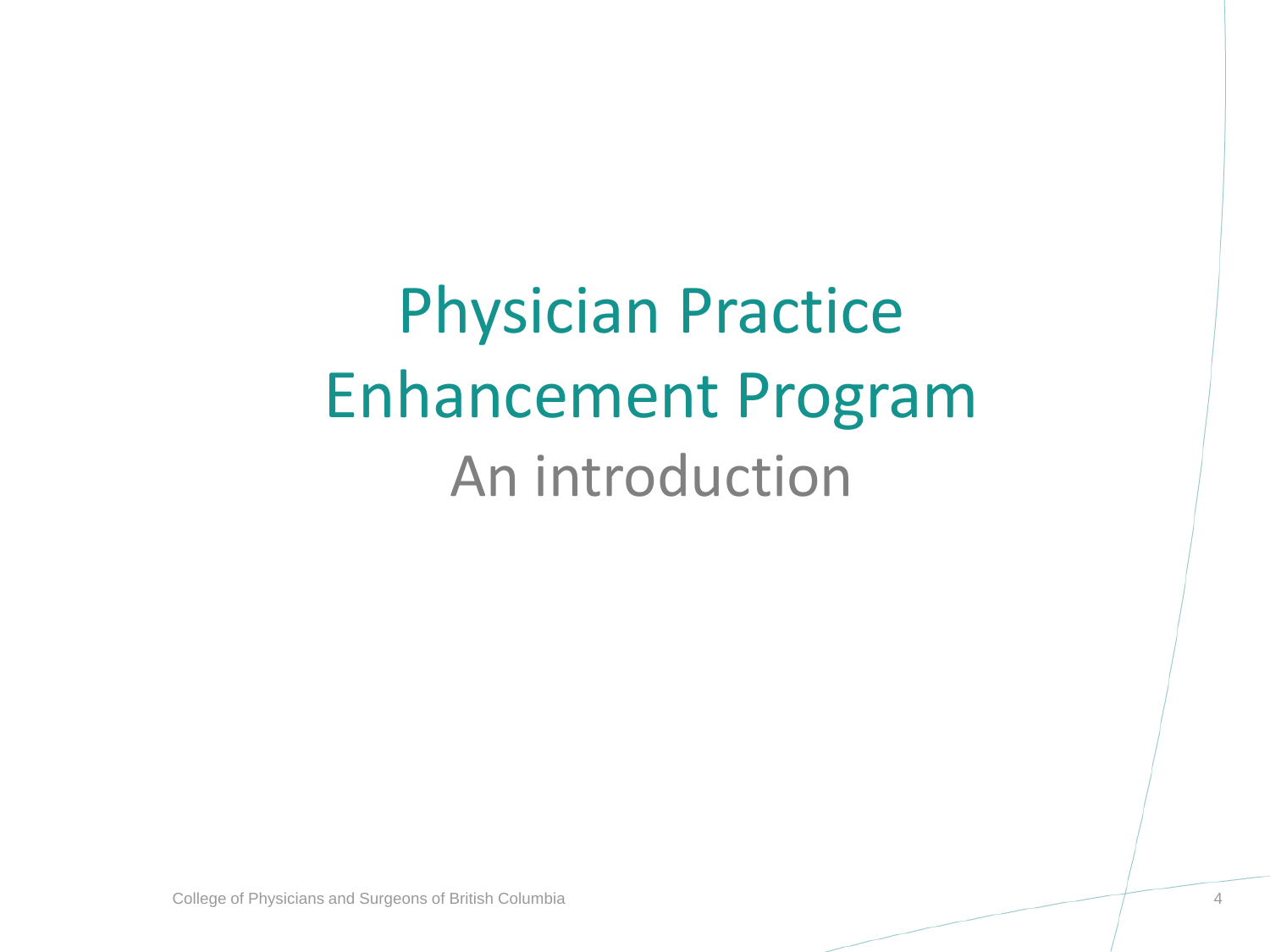# Physician Practice Enhancement Program

## An introduction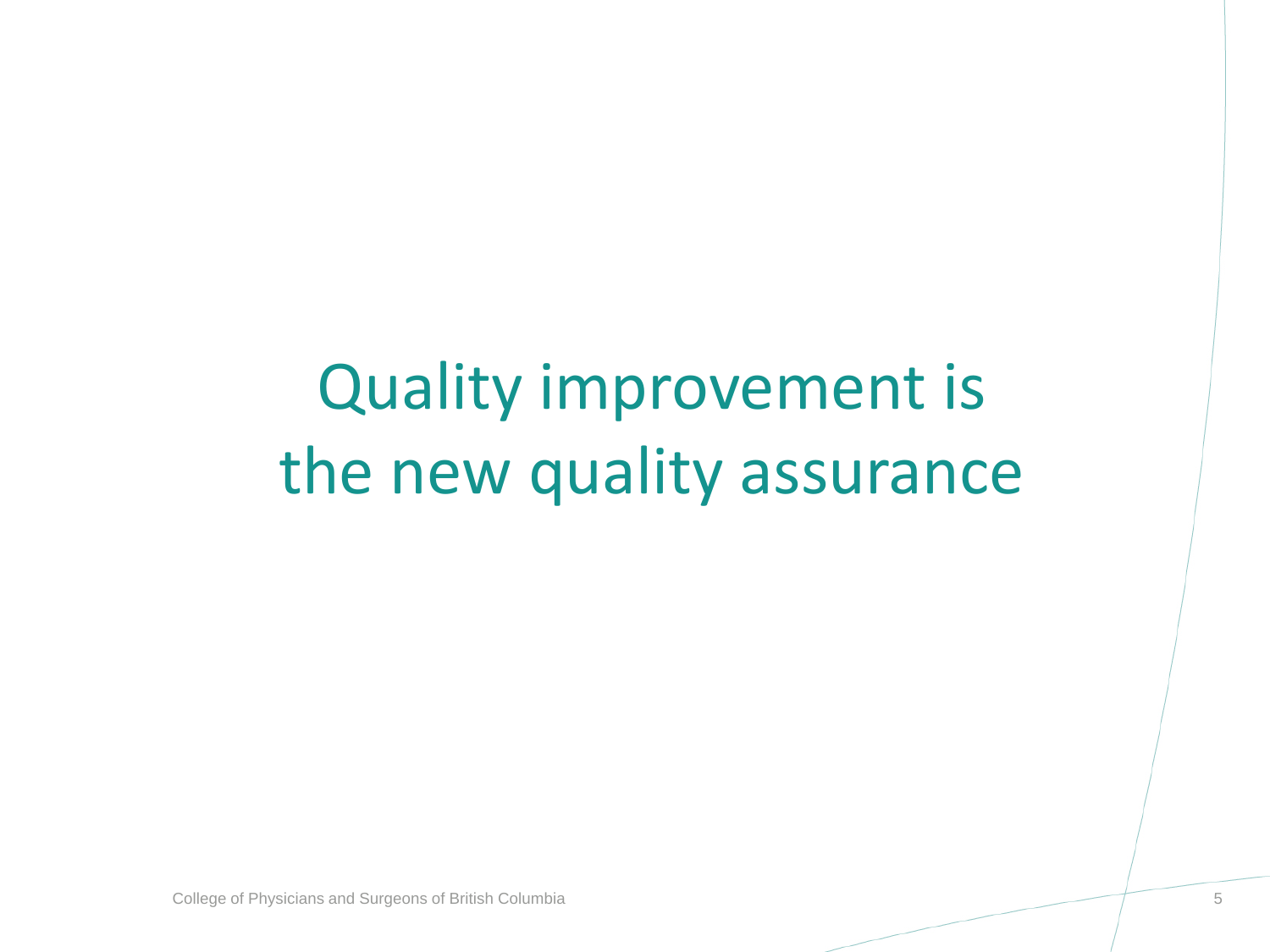# Quality improvement is the new quality assurance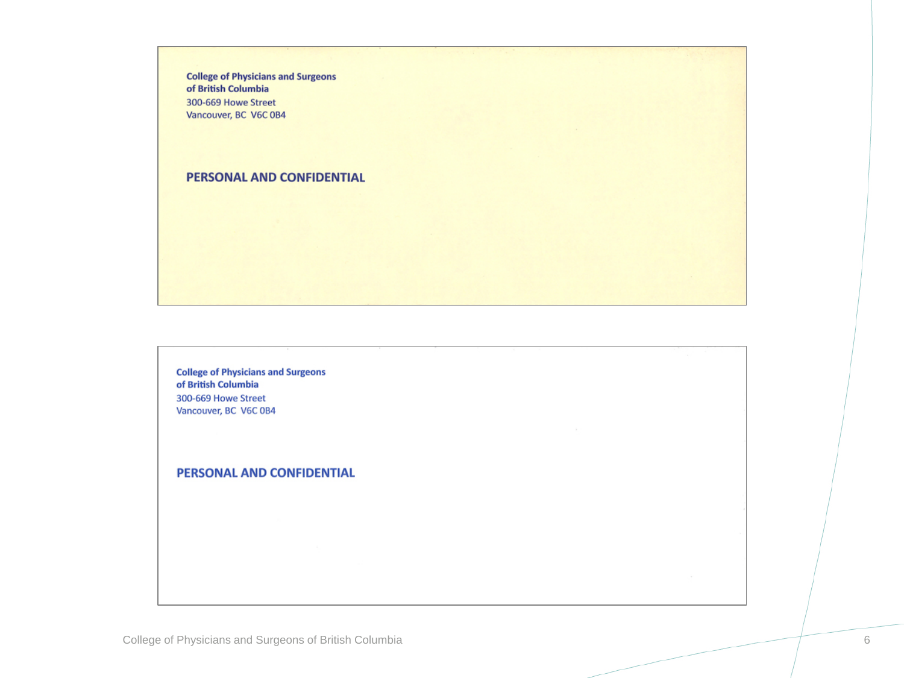**College of Physicians and Surgeons**
**of British Columbia**
300-669 Howe Street
Vancouver, BC V6C 0B4

**PERSONAL AND CONFIDENTIAL**

---

**College of Physicians and Surgeons**
**of British Columbia**
300-669 Howe Street
Vancouver, BC V6C 0B4

**PERSONAL AND CONFIDENTIAL**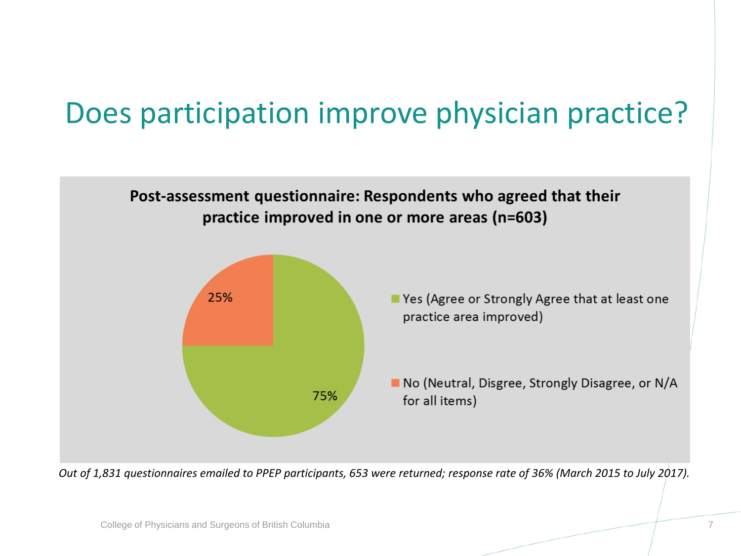# Does participation improve physician practice?

**Post-assessment questionnaire: Respondents who agreed that their practice improved in one or more areas (n=603)**

| Response | Percentage |
| --- | --- |
| Yes (Agree or Strongly Agree that at least one practice area improved) | 75% |
| No (Neutral, Disgree, Strongly Disagree, or N/A for all items) | 25% |

*Out of 1,831 questionnaires emailed to PPEP participants, 653 were returned; response rate of 36% (March 2015 to July 2017).*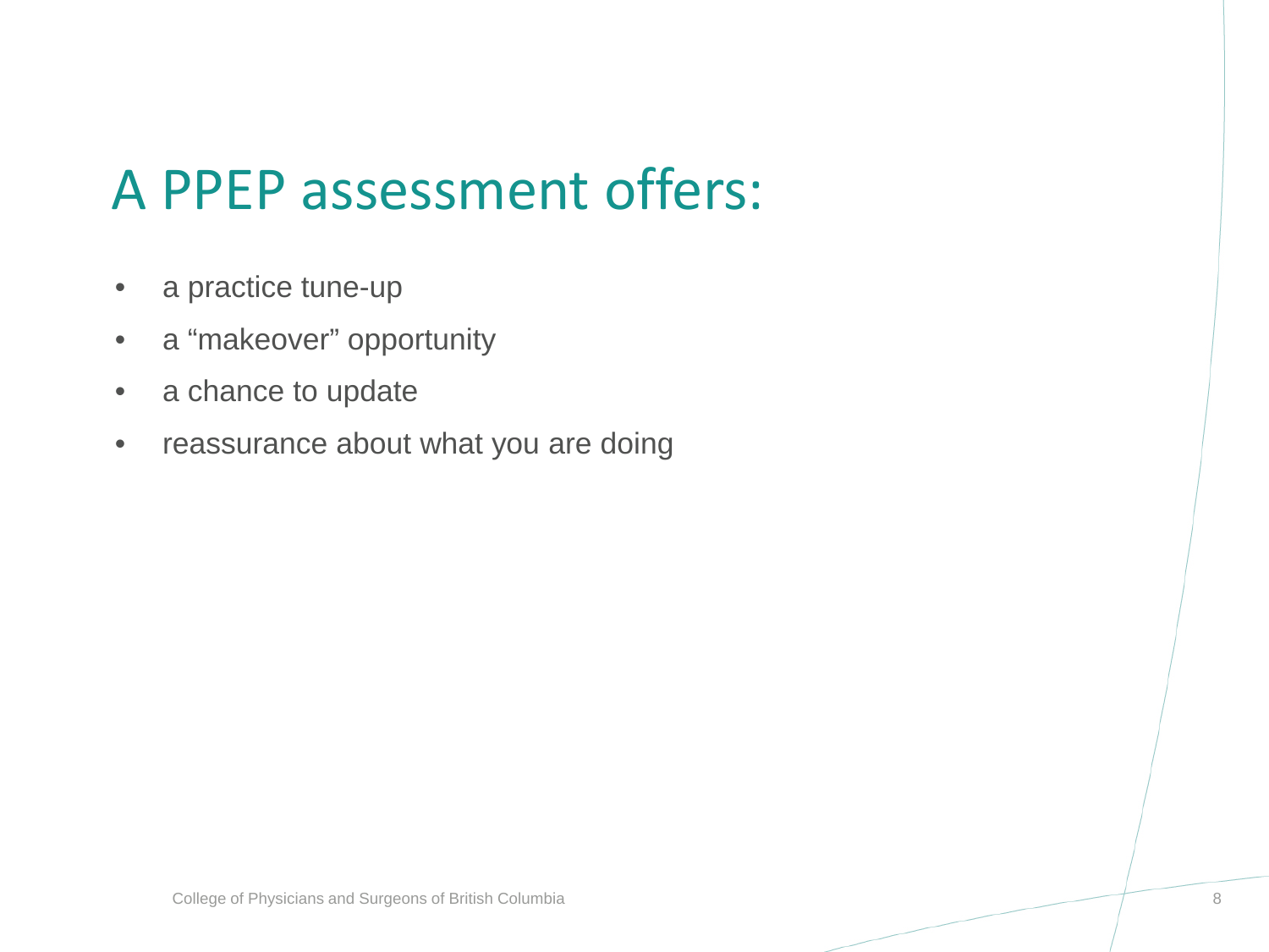# A PPEP assessment offers:

- a practice tune-up
- a "makeover" opportunity
- a chance to update
- reassurance about what you are doing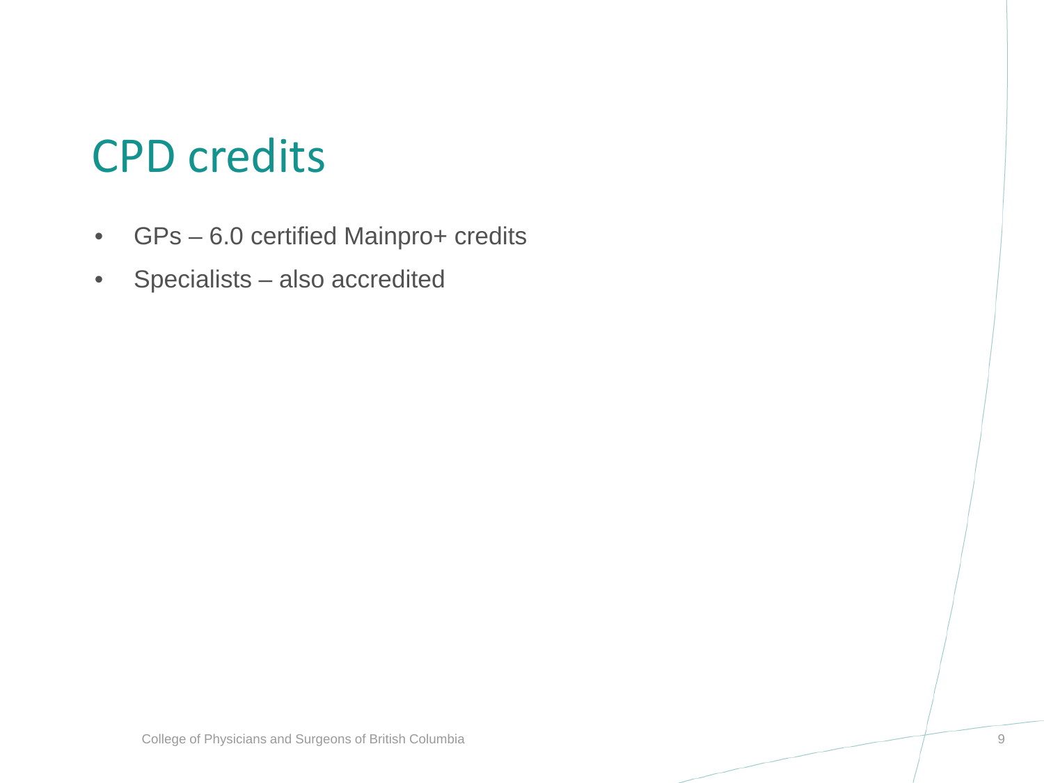# CPD credits

- GPs – 6.0 certified Mainpro+ credits
- Specialists – also accredited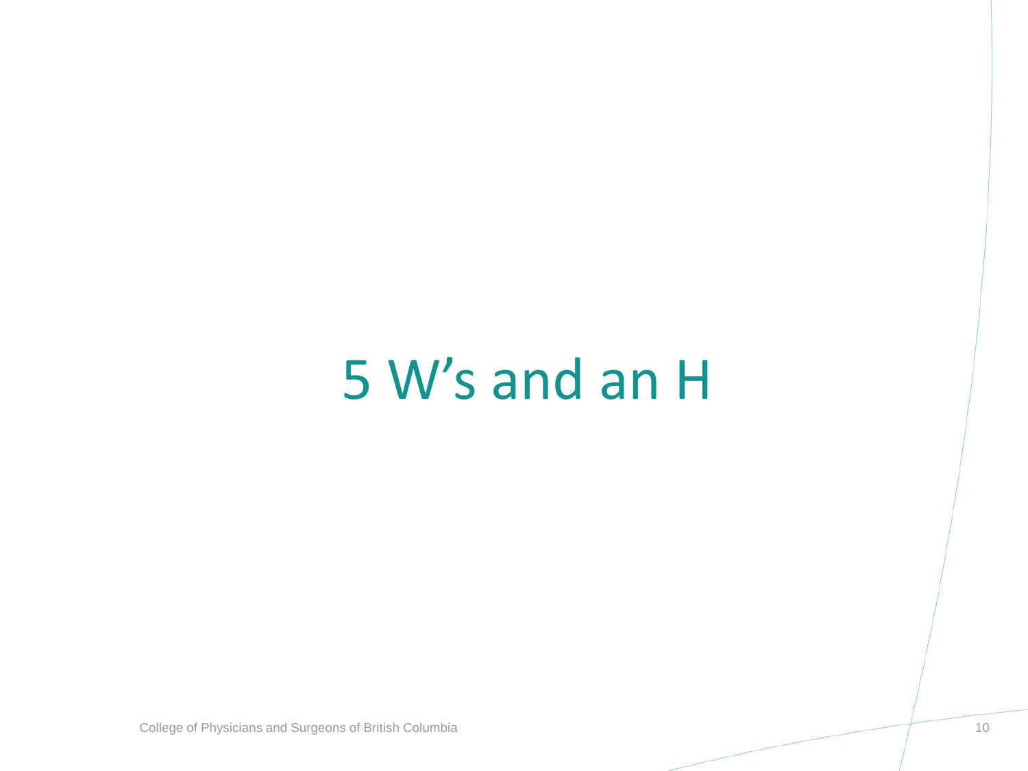# 5 W's and an H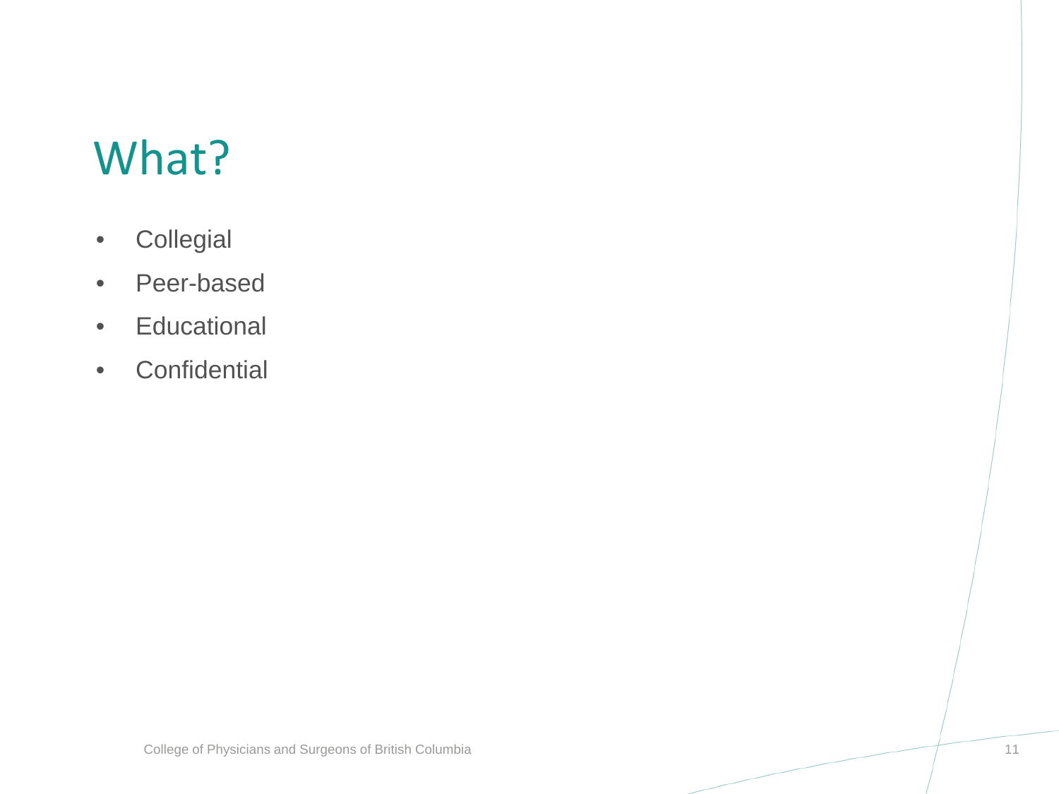# What?

- Collegial
- Peer-based
- Educational
- Confidential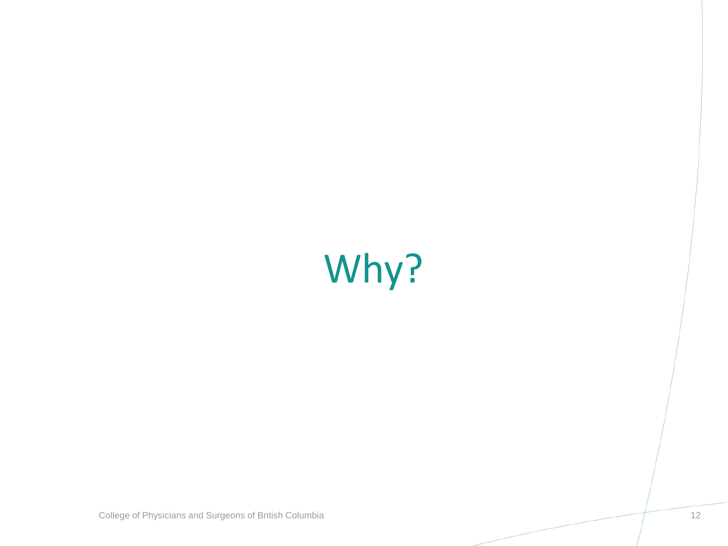# Why?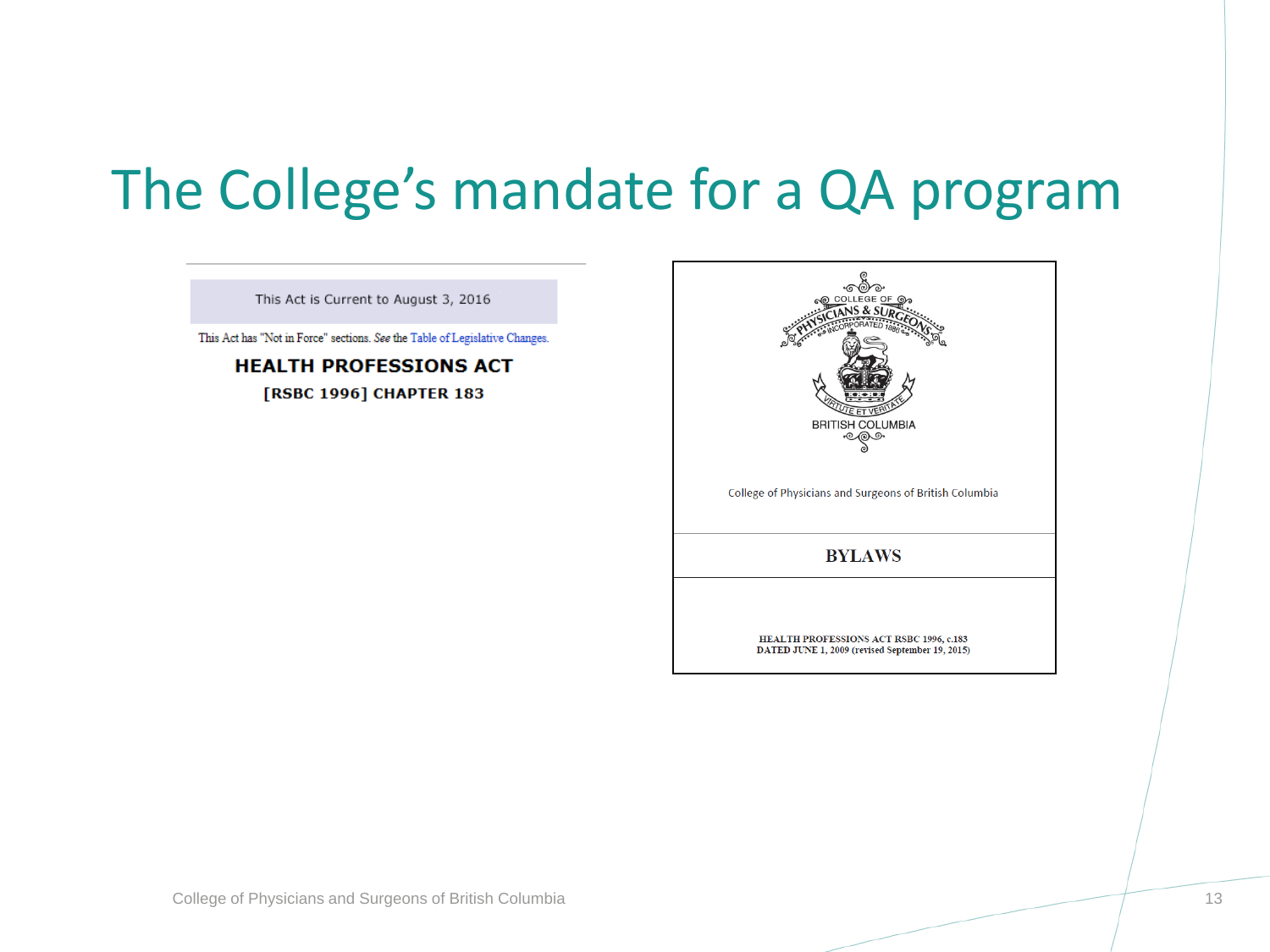# The College's mandate for a QA program

This Act is Current to August 3, 2016

This Act has "Not in Force" sections. *See* the Table of Legislative Changes.

**HEALTH PROFESSIONS ACT**

**[RSBC 1996] CHAPTER 183**

COLLEGE OF PHYSICIANS & SURGEONS INCORPORATED 1886

VIRTUTE ET VERITATE

BRITISH COLUMBIA

College of Physicians and Surgeons of British Columbia

**BYLAWS**

**HEALTH PROFESSIONS ACT RSBC 1996, c.183**
**DATED JUNE 1, 2009 (revised September 19, 2015)**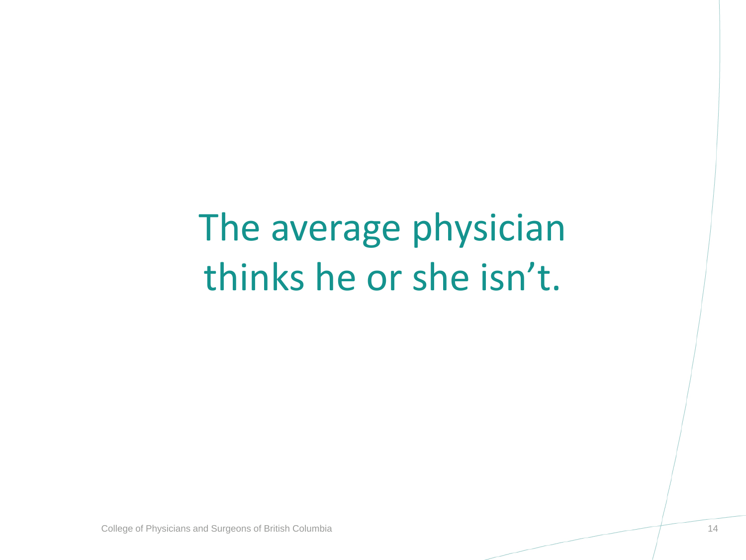The average physician thinks he or she isn't.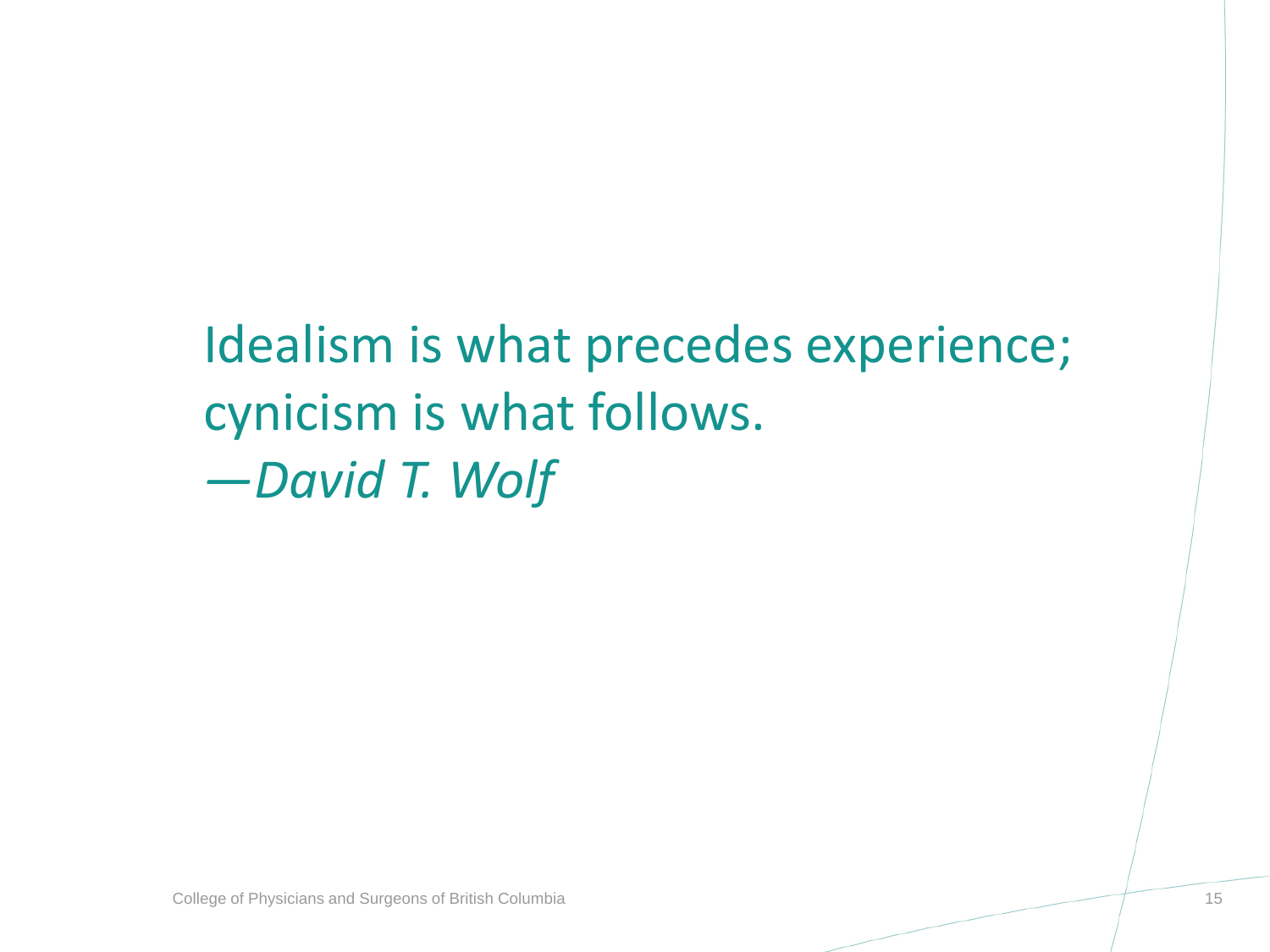Idealism is what precedes experience; cynicism is what follows.

*—David T. Wolf*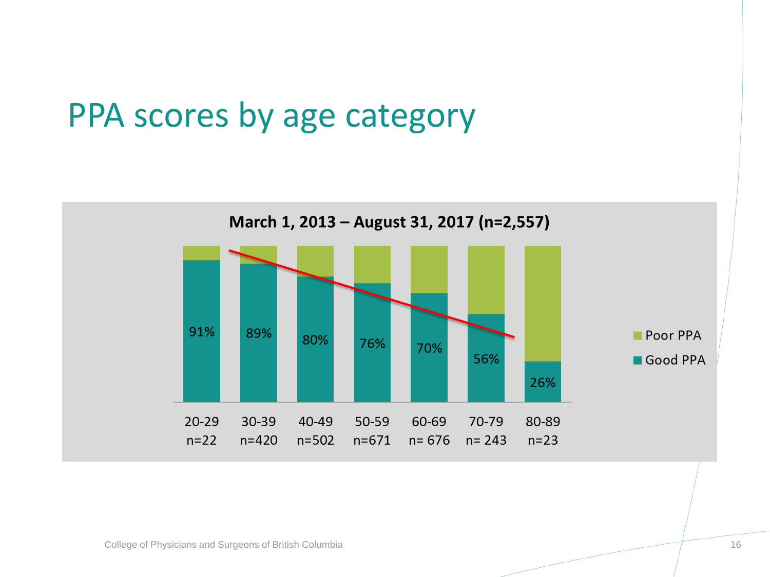# PPA scores by age category

**March 1, 2013 – August 31, 2017 (n=2,557)**

| Age category | n | Good PPA |
|---|---|---|
| 20-29 | n=22 | 91% |
| 30-39 | n=420 | 89% |
| 40-49 | n=502 | 80% |
| 50-59 | n=671 | 76% |
| 60-69 | n= 676 | 70% |
| 70-79 | n= 243 | 56% |
| 80-89 | n=23 | 26% |

Poor PPA
Good PPA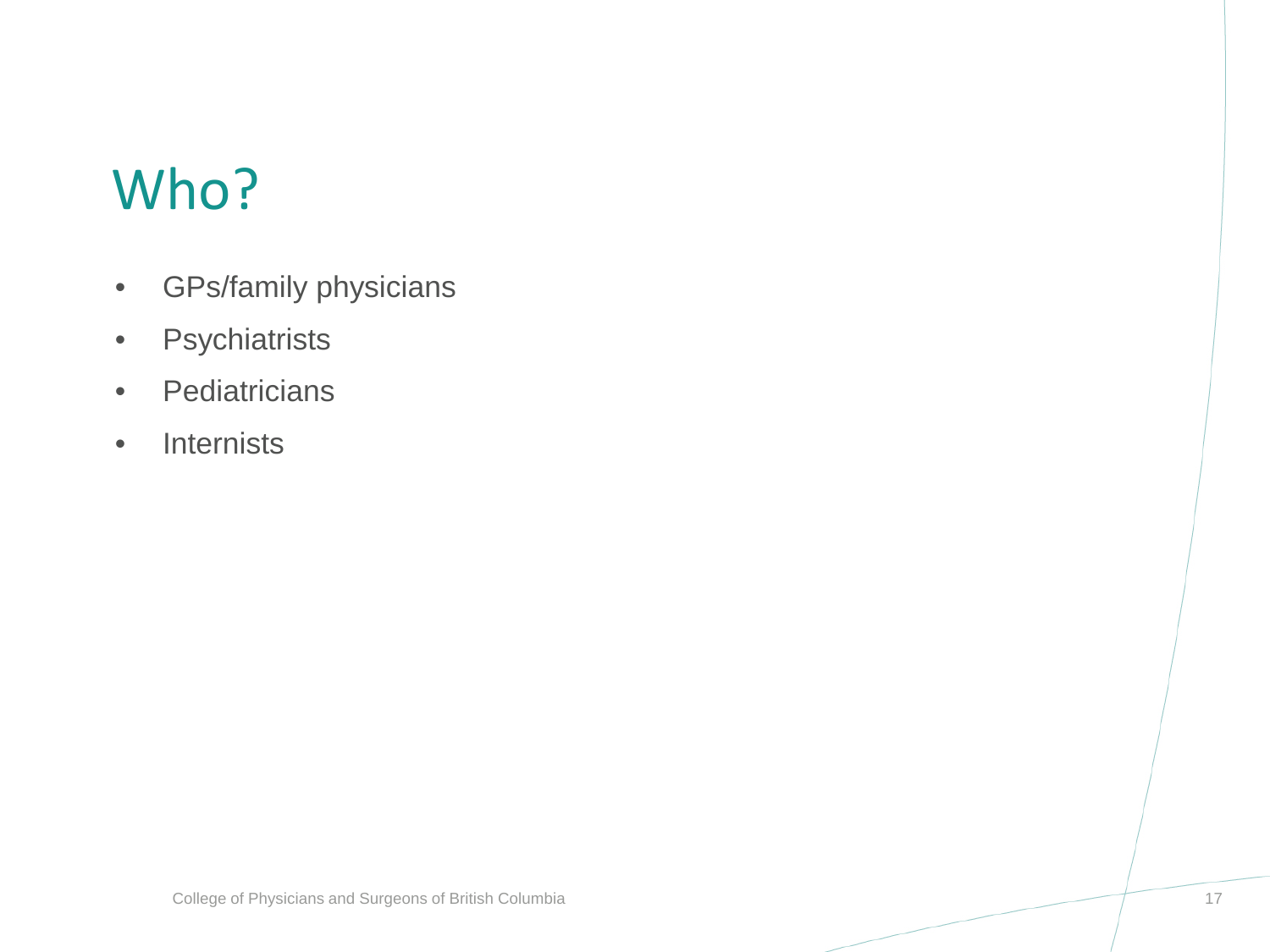# Who?

- GPs/family physicians
- Psychiatrists
- Pediatricians
- Internists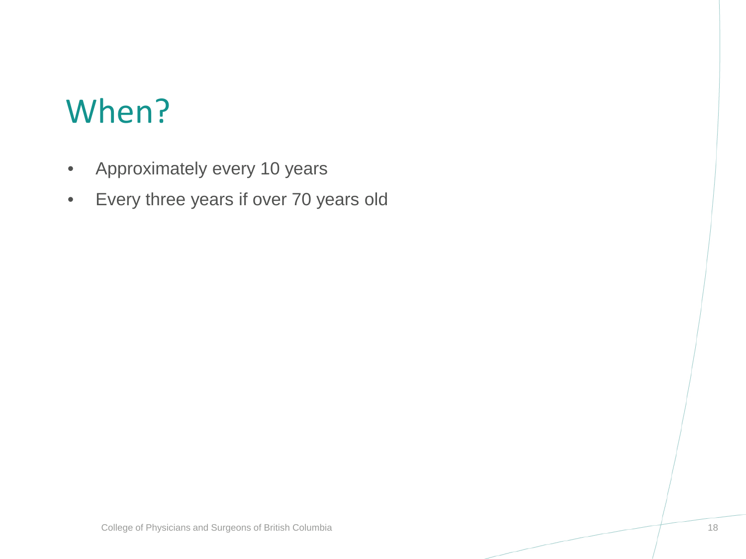# When?

- Approximately every 10 years
- Every three years if over 70 years old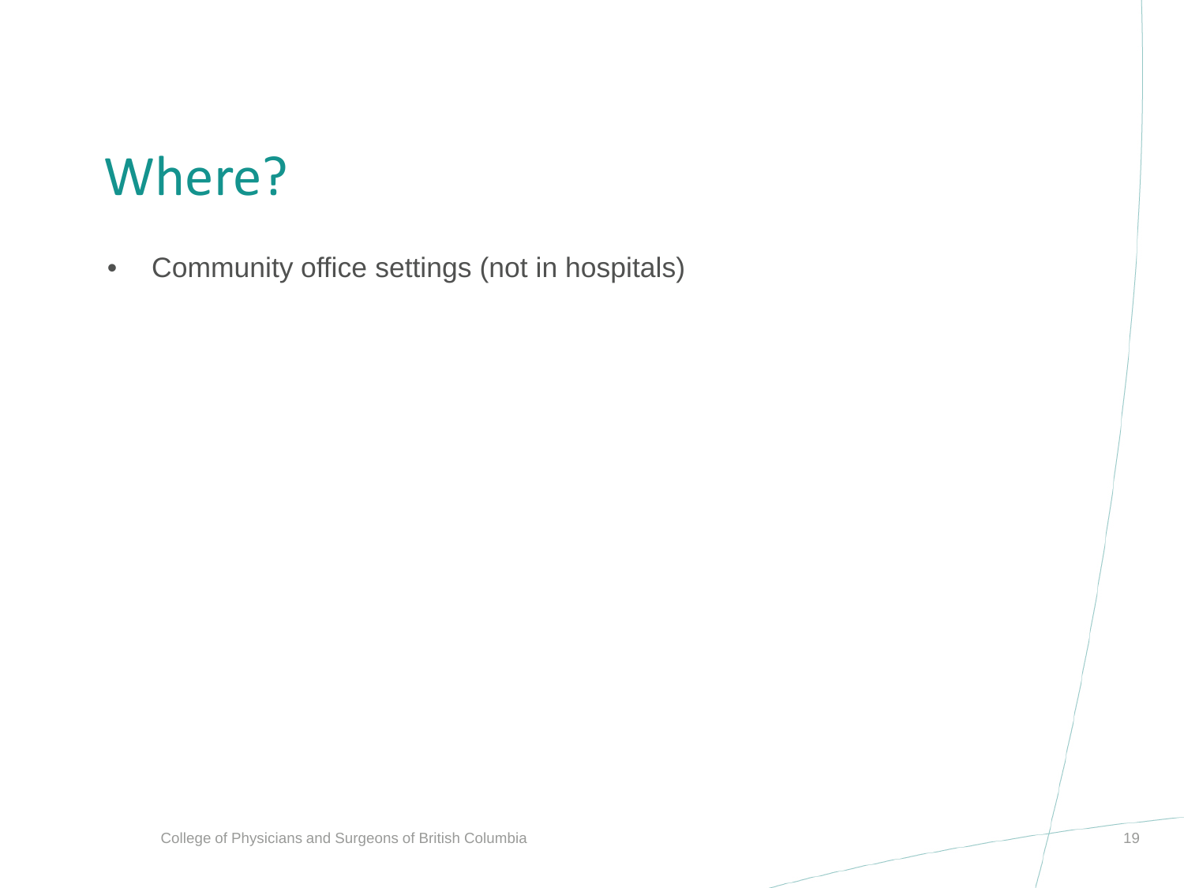# Where?

- Community office settings (not in hospitals)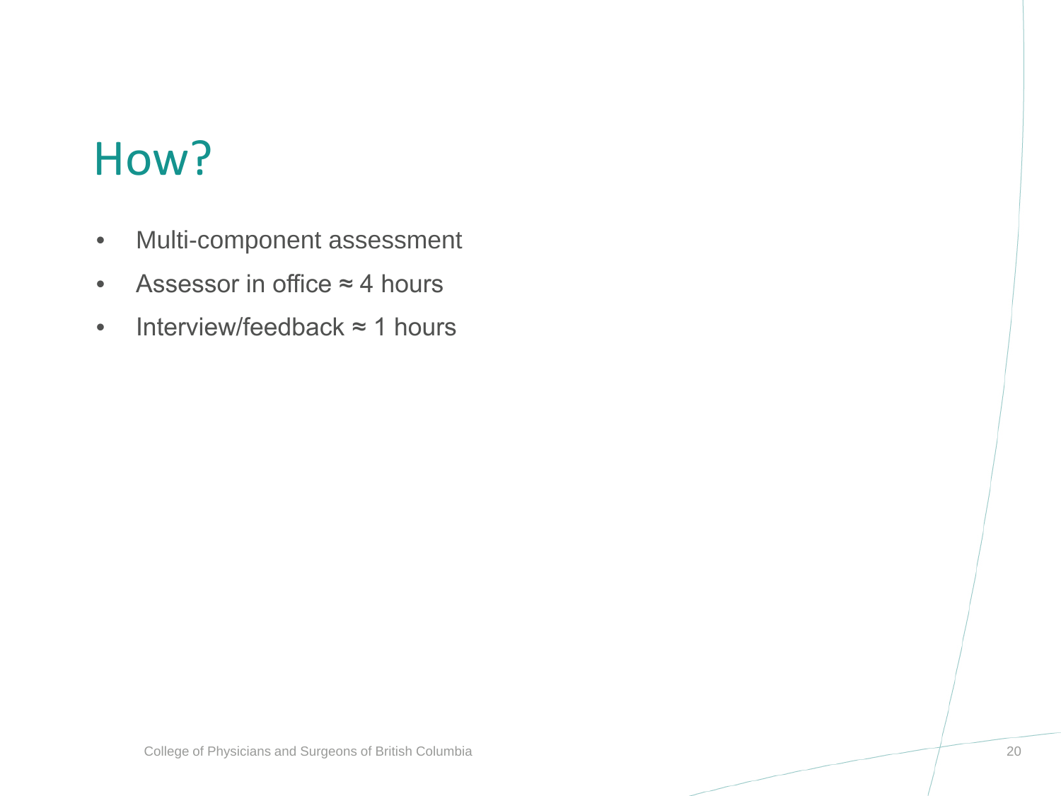# How?

- Multi-component assessment
- Assessor in office ≈ 4 hours
- Interview/feedback ≈ 1 hours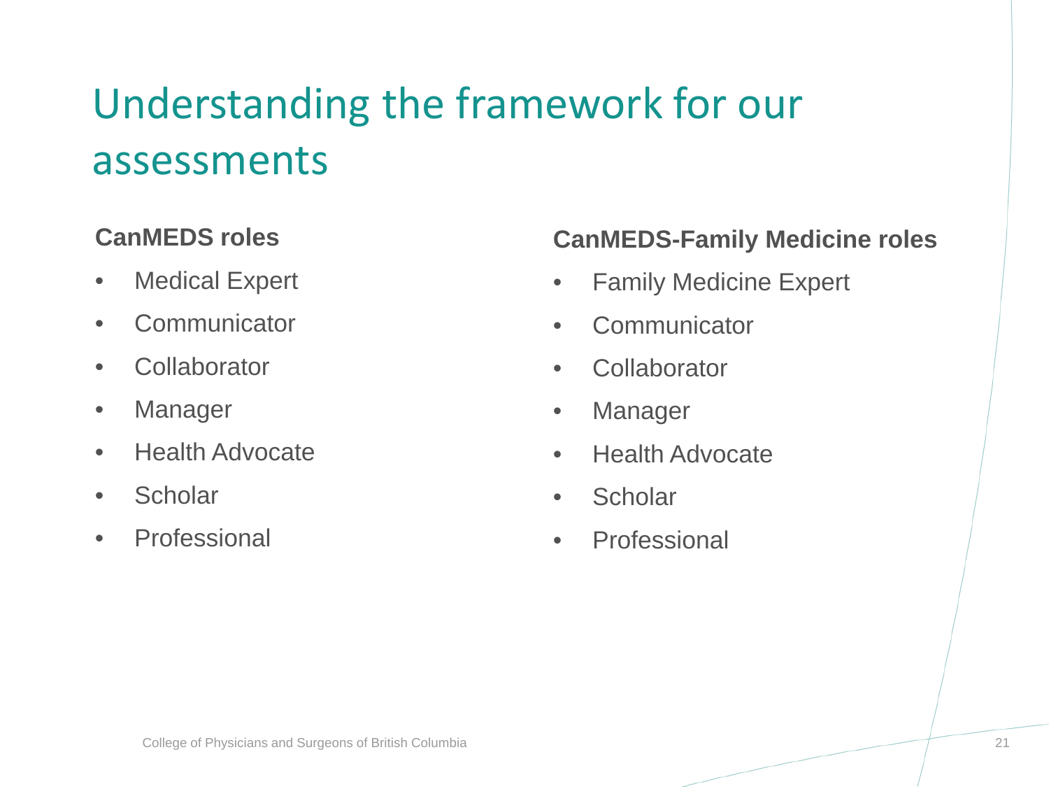# Understanding the framework for our assessments

**CanMEDS roles**

- Medical Expert
- Communicator
- Collaborator
- Manager
- Health Advocate
- Scholar
- Professional

**CanMEDS-Family Medicine roles**

- Family Medicine Expert
- Communicator
- Collaborator
- Manager
- Health Advocate
- Scholar
- Professional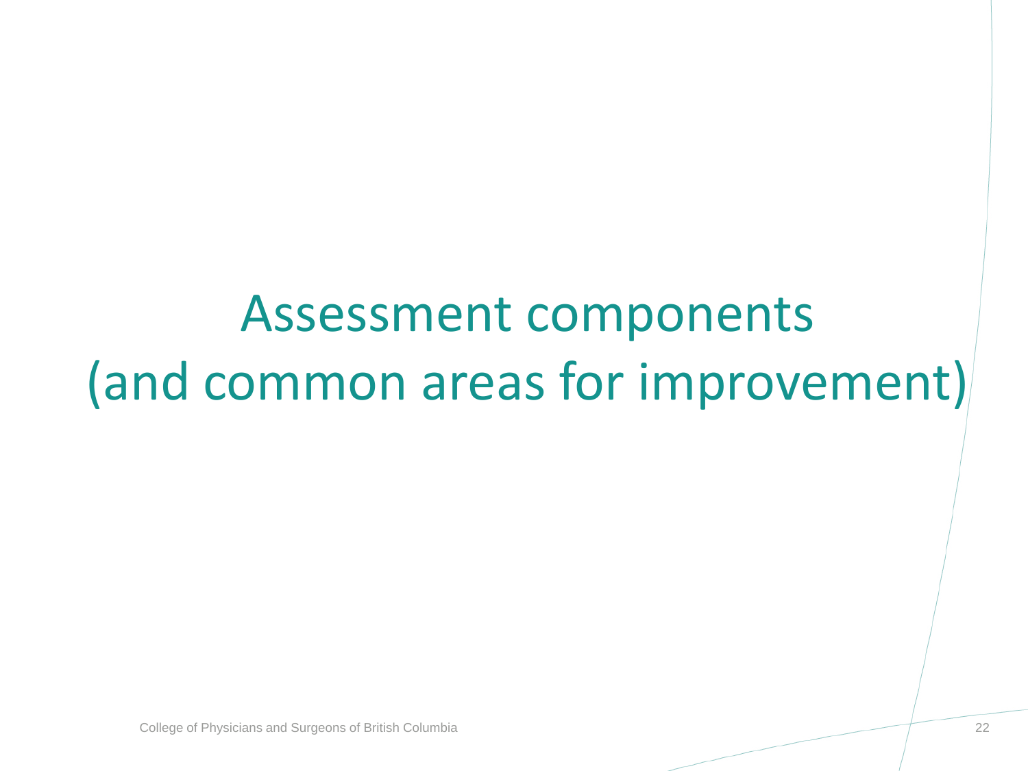# Assessment components (and common areas for improvement)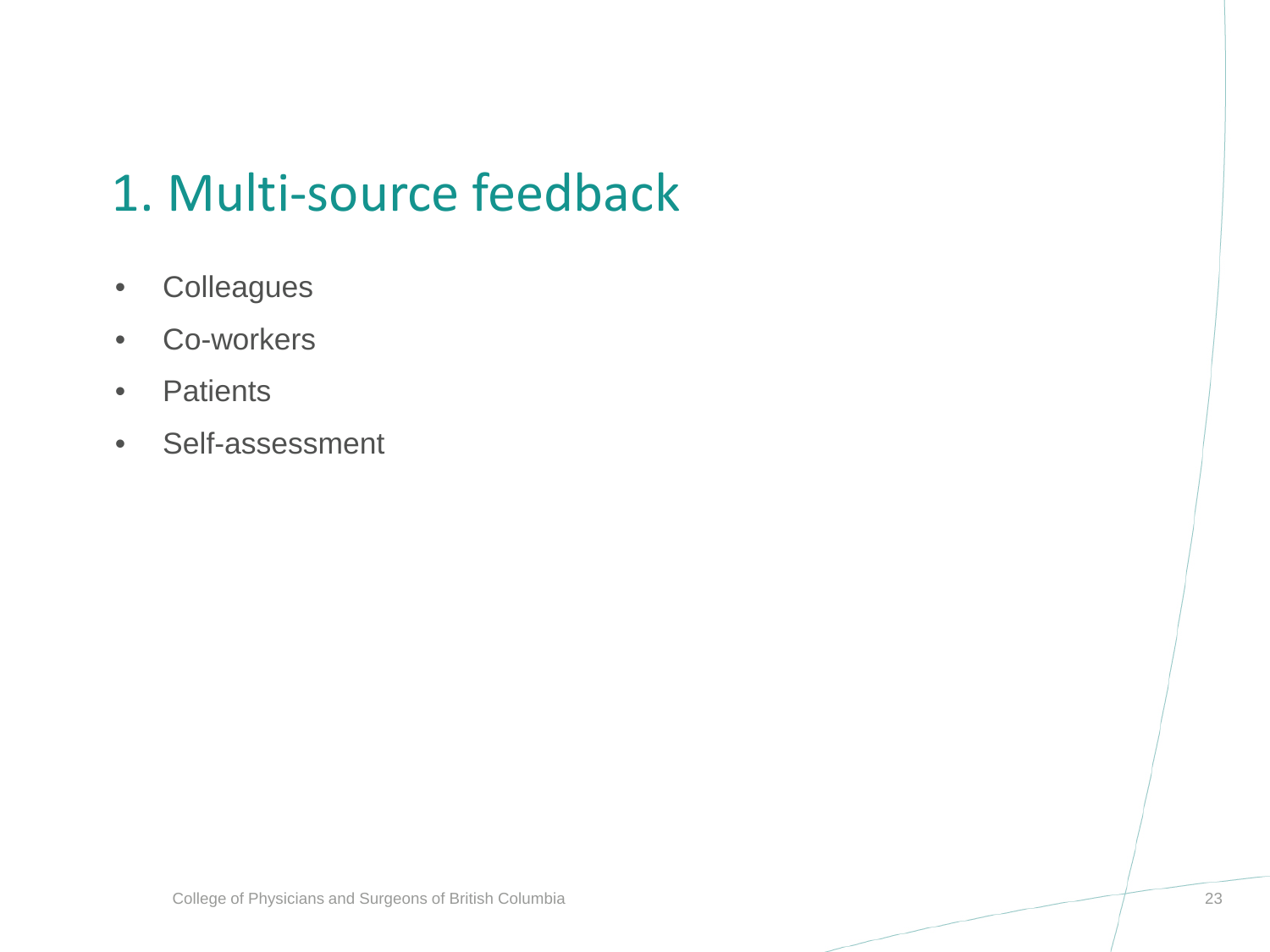# 1. Multi-source feedback

- Colleagues
- Co-workers
- Patients
- Self-assessment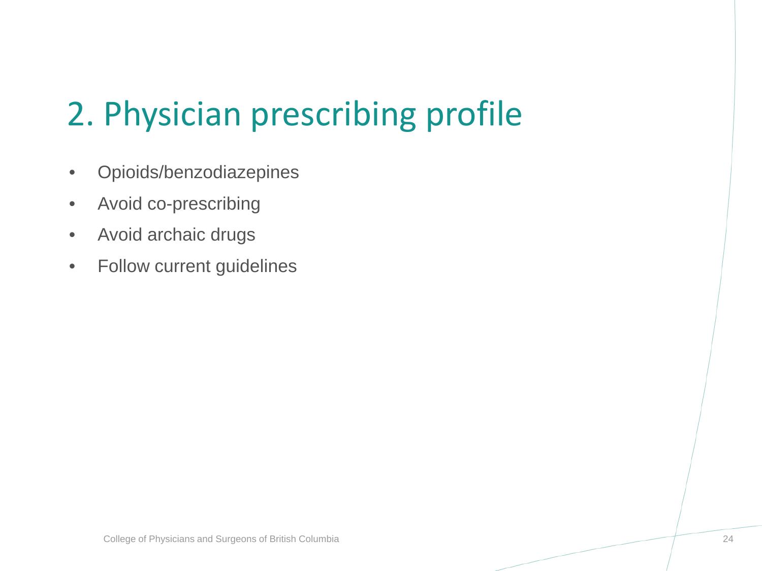# 2. Physician prescribing profile

- Opioids/benzodiazepines
- Avoid co-prescribing
- Avoid archaic drugs
- Follow current guidelines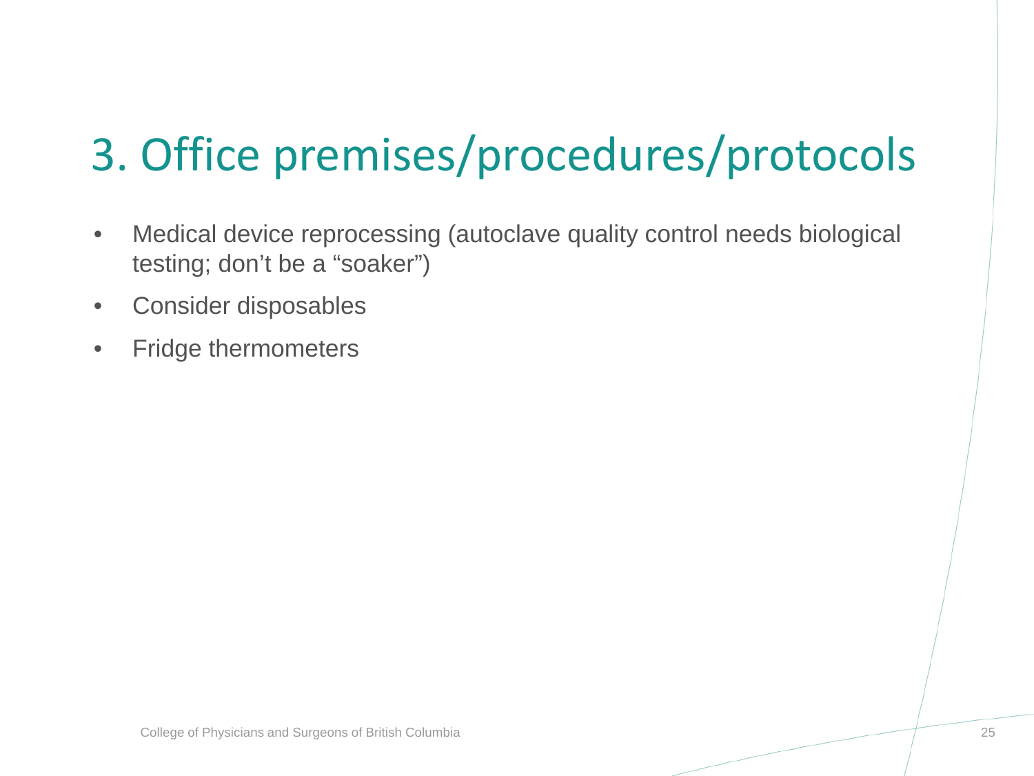# 3. Office premises/procedures/protocols

- Medical device reprocessing (autoclave quality control needs biological testing; don’t be a “soaker”)
- Consider disposables
- Fridge thermometers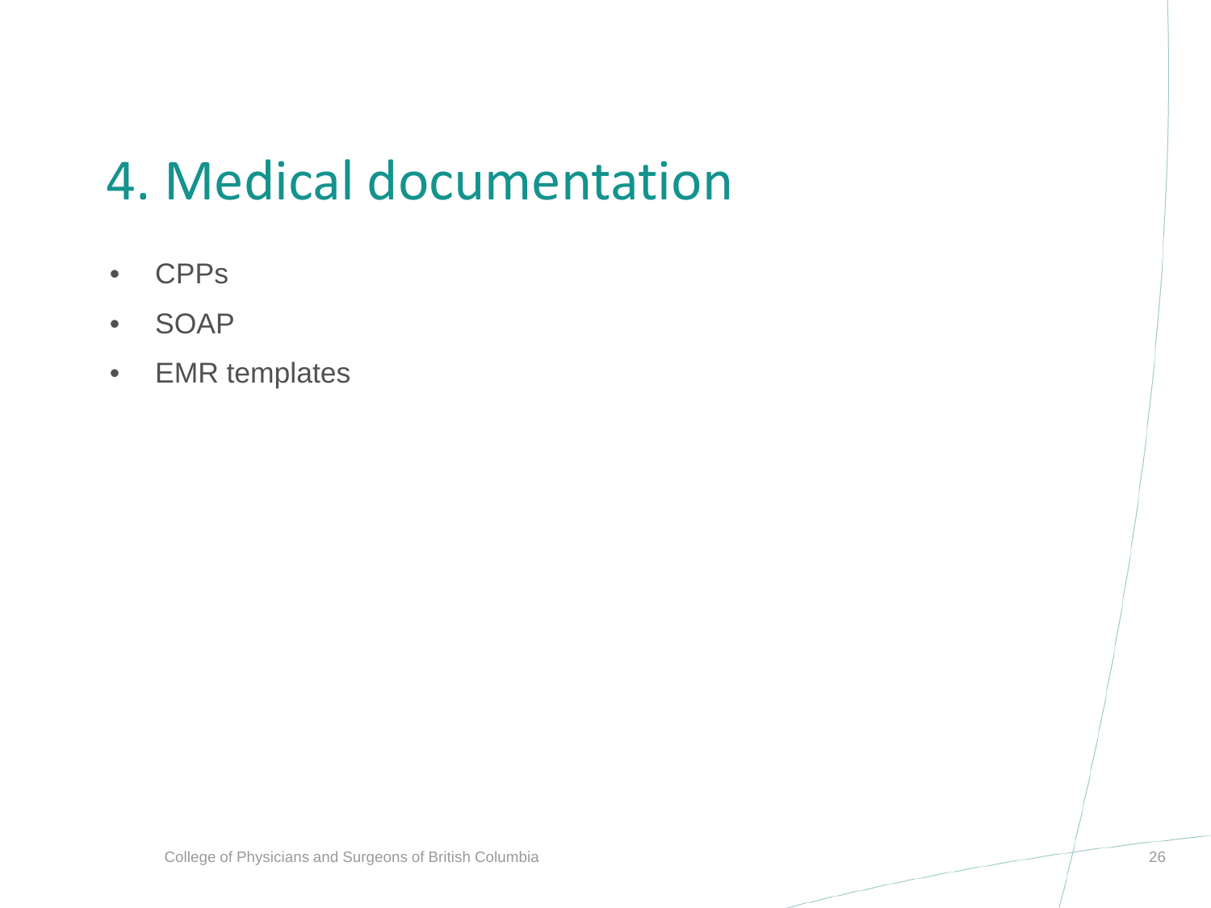# 4. Medical documentation

- CPPs
- SOAP
- EMR templates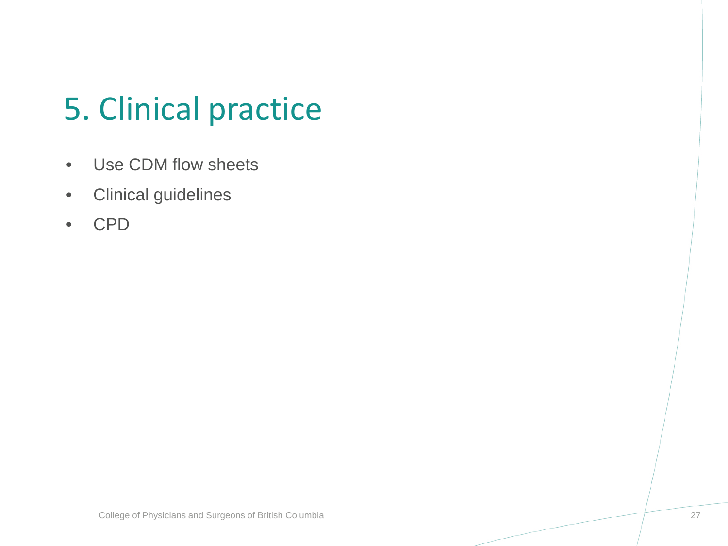# 5. Clinical practice

- Use CDM flow sheets
- Clinical guidelines
- CPD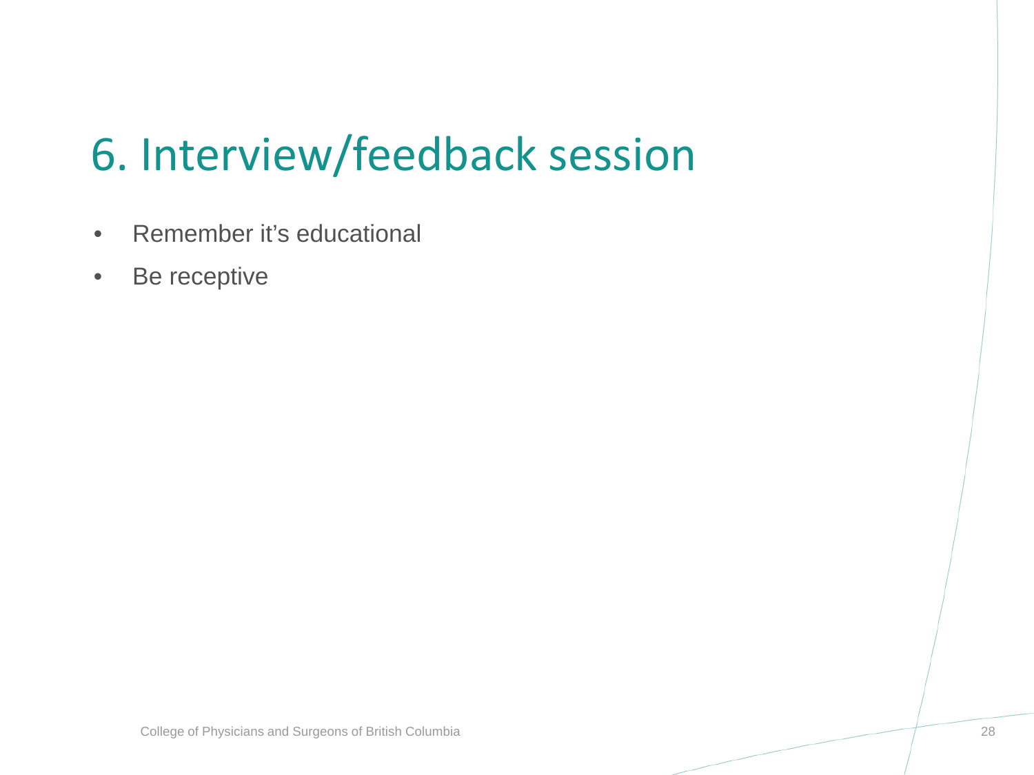# 6. Interview/feedback session

- Remember it's educational
- Be receptive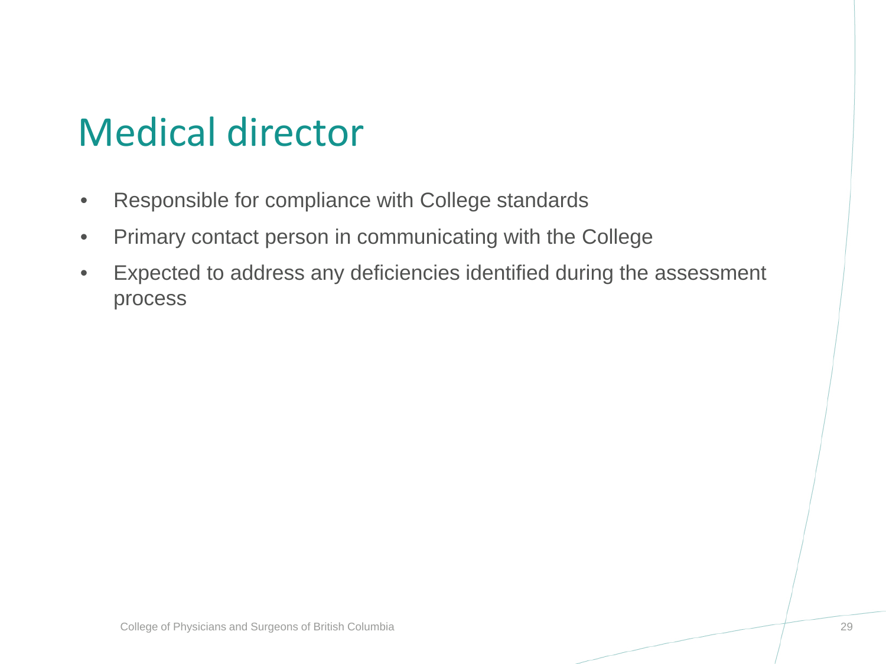# Medical director

- Responsible for compliance with College standards
- Primary contact person in communicating with the College
- Expected to address any deficiencies identified during the assessment process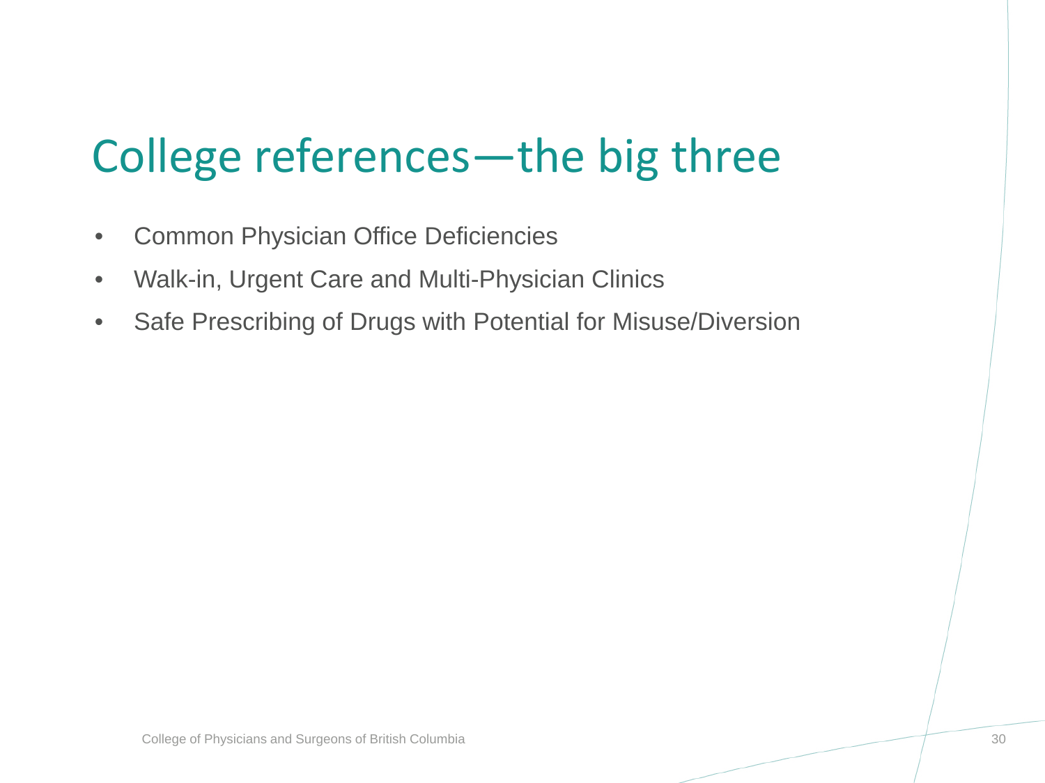# College references—the big three

- Common Physician Office Deficiencies
- Walk-in, Urgent Care and Multi-Physician Clinics
- Safe Prescribing of Drugs with Potential for Misuse/Diversion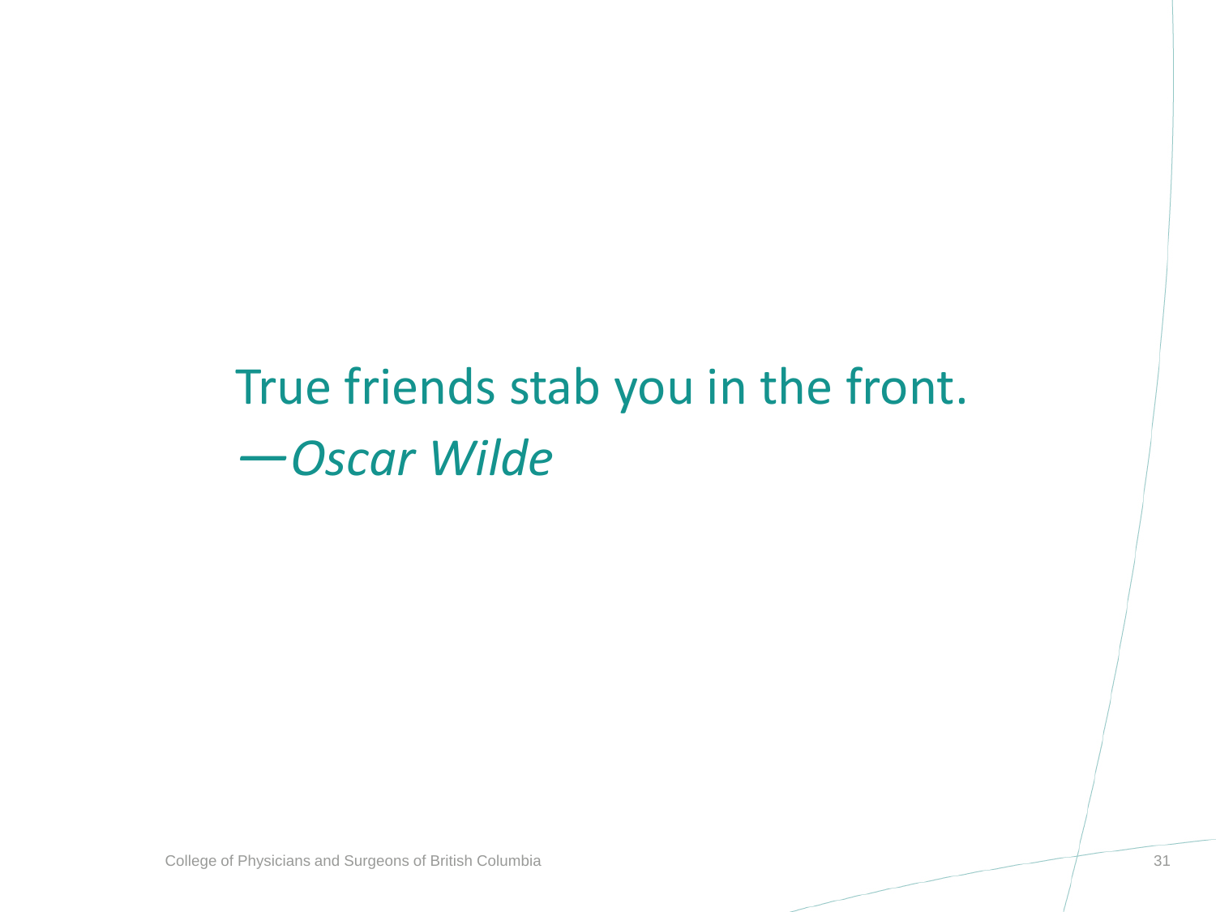True friends stab you in the front.
—*Oscar Wilde*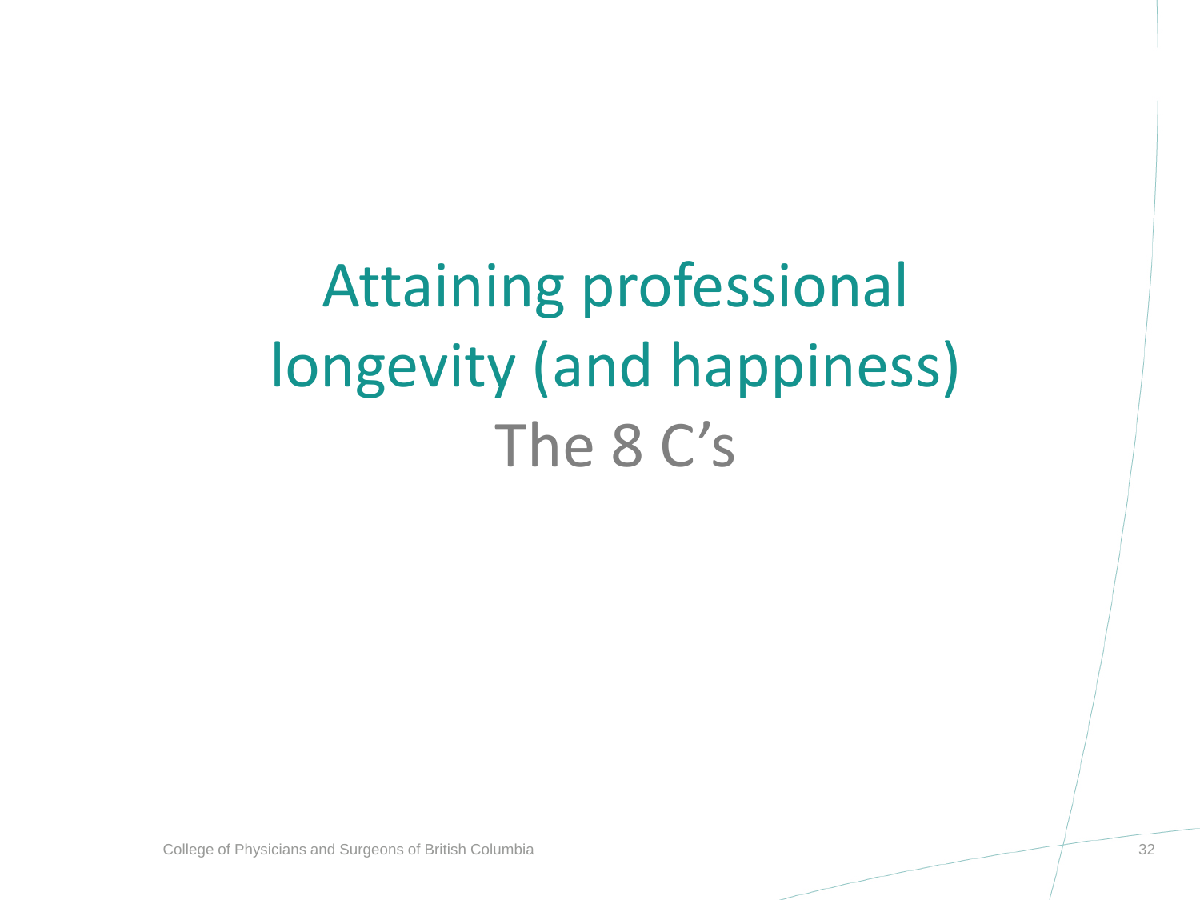# Attaining professional longevity (and happiness)

## The 8 C's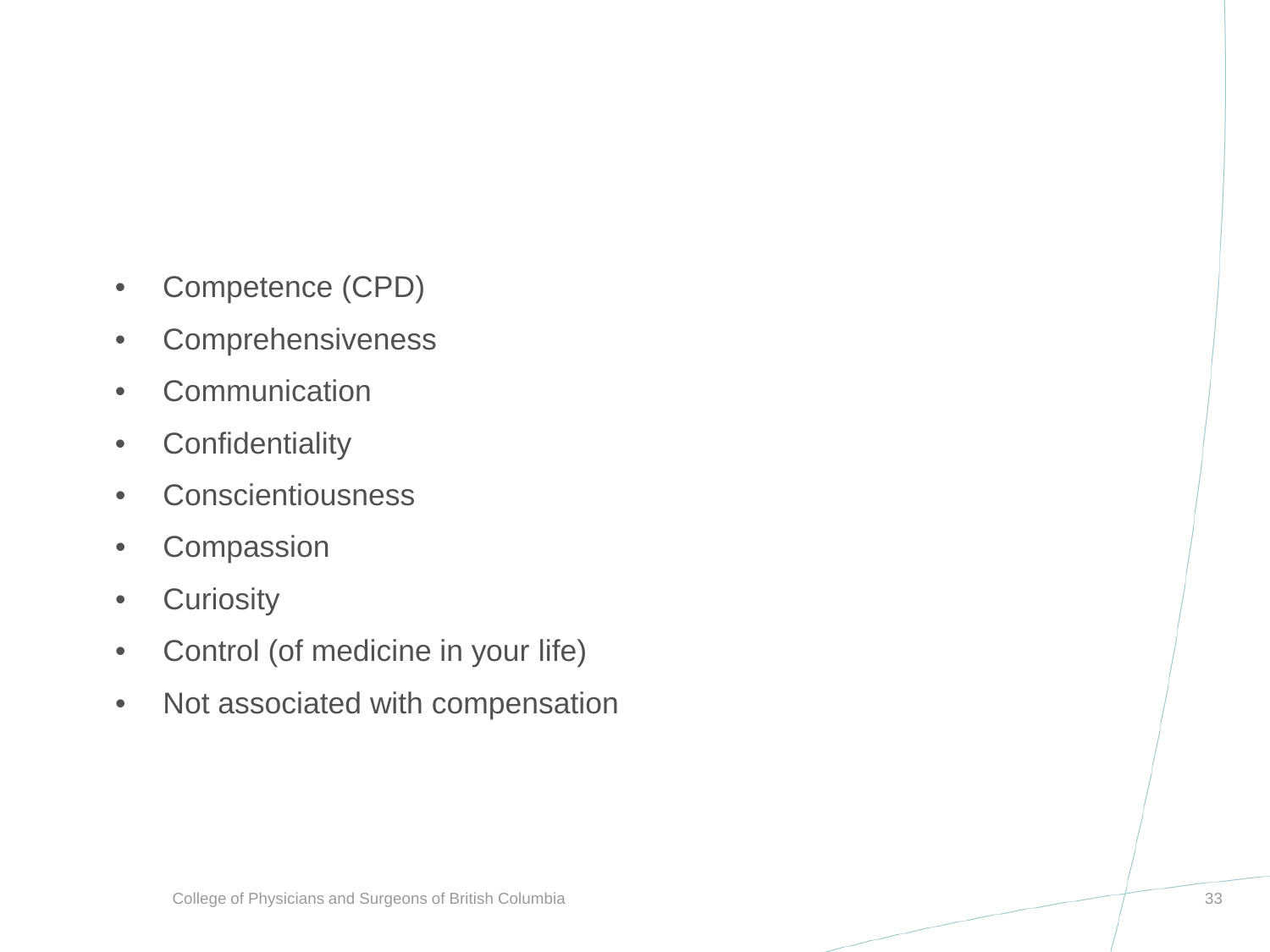- Competence (CPD)
- Comprehensiveness
- Communication
- Confidentiality
- Conscientiousness
- Compassion
- Curiosity
- Control (of medicine in your life)
- Not associated with compensation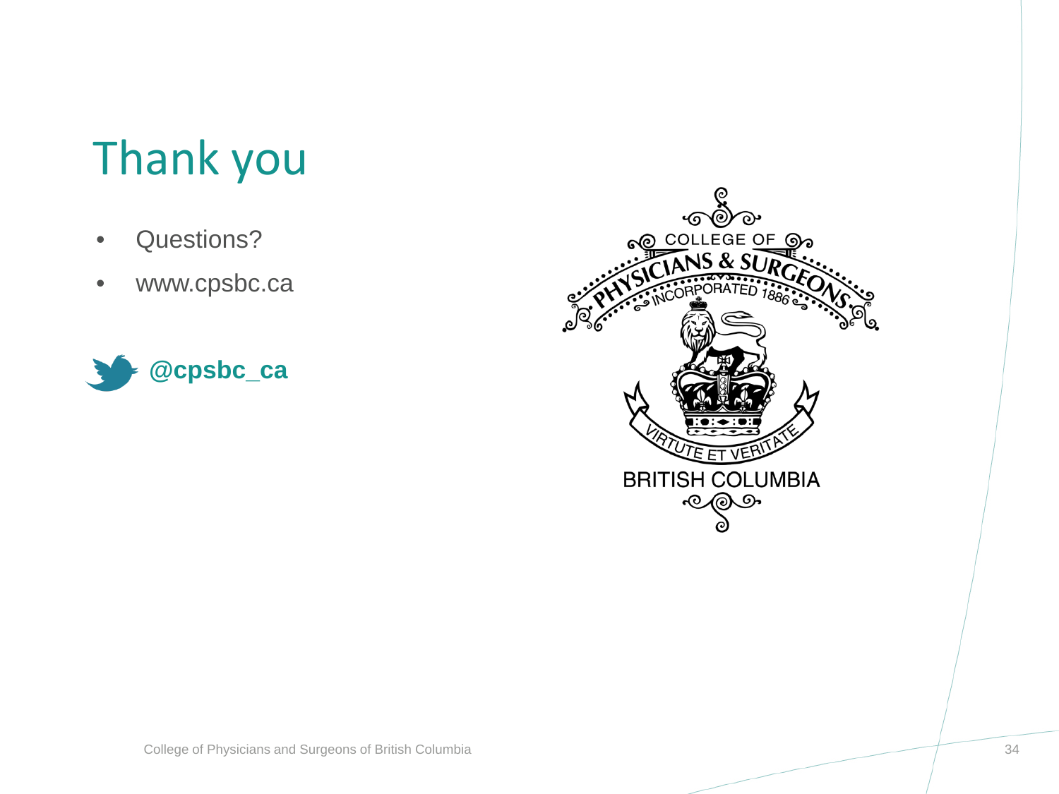# Thank you

- Questions?
- www.cpsbc.ca

**@cpsbc_ca**

COLLEGE OF PHYSICIANS & SURGEONS
INCORPORATED 1886
VIRTUTE ET VERITATE
BRITISH COLUMBIA